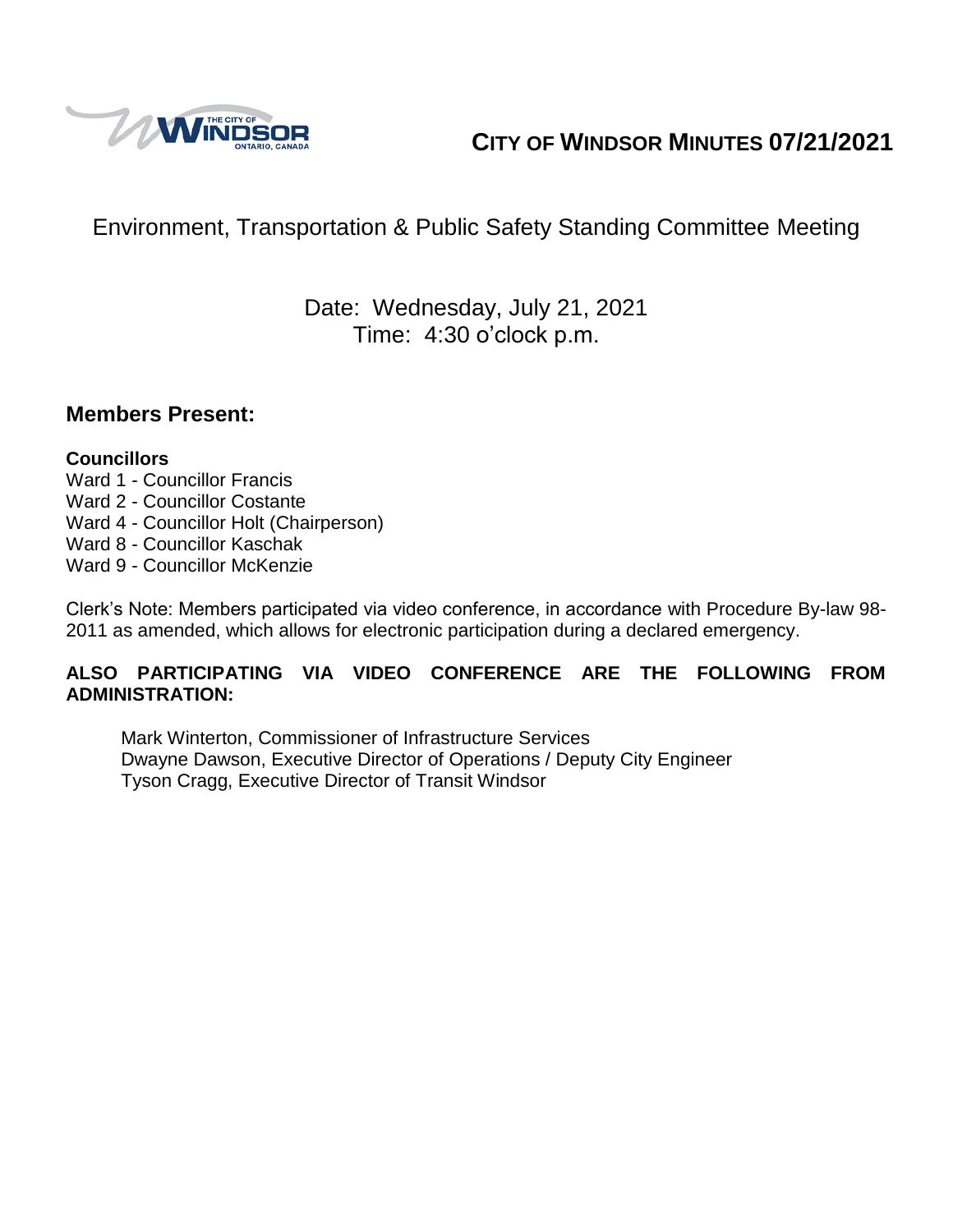# CITY OF WINDSOR MINUTES 07/21/2021

## Environment, Transportation & Public Safety Standing Committee Meeting

Date: Wednesday, July 21, 2021
Time: 4:30 o'clock p.m.

## Members Present:

**Councillors**

Ward 1 - Councillor Francis
Ward 2 - Councillor Costante
Ward 4 - Councillor Holt (Chairperson)
Ward 8 - Councillor Kaschak
Ward 9 - Councillor McKenzie

Clerk's Note: Members participated via video conference, in accordance with Procedure By-law 98-2011 as amended, which allows for electronic participation during a declared emergency.

**ALSO PARTICIPATING VIA VIDEO CONFERENCE ARE THE FOLLOWING FROM ADMINISTRATION:**

Mark Winterton, Commissioner of Infrastructure Services
Dwayne Dawson, Executive Director of Operations / Deputy City Engineer
Tyson Cragg, Executive Director of Transit Windsor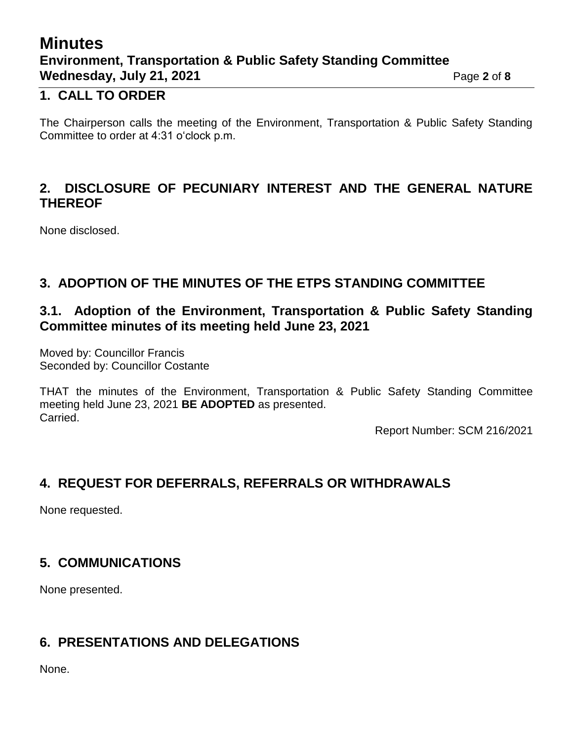## 1. CALL TO ORDER

The Chairperson calls the meeting of the Environment, Transportation & Public Safety Standing Committee to order at 4:31 o'clock p.m.

## 2. DISCLOSURE OF PECUNIARY INTEREST AND THE GENERAL NATURE THEREOF

None disclosed.

## 3. ADOPTION OF THE MINUTES OF THE ETPS STANDING COMMITTEE

### 3.1. Adoption of the Environment, Transportation & Public Safety Standing Committee minutes of its meeting held June 23, 2021

Moved by: Councillor Francis
Seconded by: Councillor Costante

THAT the minutes of the Environment, Transportation & Public Safety Standing Committee meeting held June 23, 2021 **BE ADOPTED** as presented.
Carried.

Report Number: SCM 216/2021

## 4. REQUEST FOR DEFERRALS, REFERRALS OR WITHDRAWALS

None requested.

## 5. COMMUNICATIONS

None presented.

## 6. PRESENTATIONS AND DELEGATIONS

None.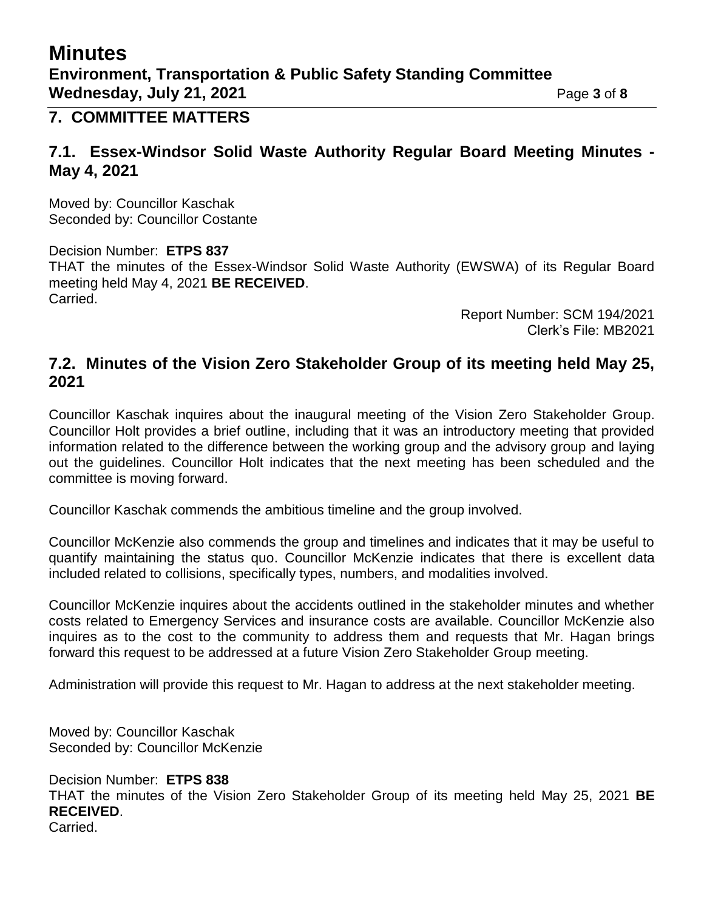## 7. COMMITTEE MATTERS

### 7.1. Essex-Windsor Solid Waste Authority Regular Board Meeting Minutes - May 4, 2021

Moved by: Councillor Kaschak
Seconded by: Councillor Costante

Decision Number: **ETPS 837**
THAT the minutes of the Essex-Windsor Solid Waste Authority (EWSWA) of its Regular Board meeting held May 4, 2021 **BE RECEIVED**.
Carried.

Report Number: SCM 194/2021
Clerk's File: MB2021

### 7.2. Minutes of the Vision Zero Stakeholder Group of its meeting held May 25, 2021

Councillor Kaschak inquires about the inaugural meeting of the Vision Zero Stakeholder Group. Councillor Holt provides a brief outline, including that it was an introductory meeting that provided information related to the difference between the working group and the advisory group and laying out the guidelines. Councillor Holt indicates that the next meeting has been scheduled and the committee is moving forward.

Councillor Kaschak commends the ambitious timeline and the group involved.

Councillor McKenzie also commends the group and timelines and indicates that it may be useful to quantify maintaining the status quo. Councillor McKenzie indicates that there is excellent data included related to collisions, specifically types, numbers, and modalities involved.

Councillor McKenzie inquires about the accidents outlined in the stakeholder minutes and whether costs related to Emergency Services and insurance costs are available. Councillor McKenzie also inquires as to the cost to the community to address them and requests that Mr. Hagan brings forward this request to be addressed at a future Vision Zero Stakeholder Group meeting.

Administration will provide this request to Mr. Hagan to address at the next stakeholder meeting.

Moved by: Councillor Kaschak
Seconded by: Councillor McKenzie

Decision Number: **ETPS 838**
THAT the minutes of the Vision Zero Stakeholder Group of its meeting held May 25, 2021 **BE RECEIVED**.
Carried.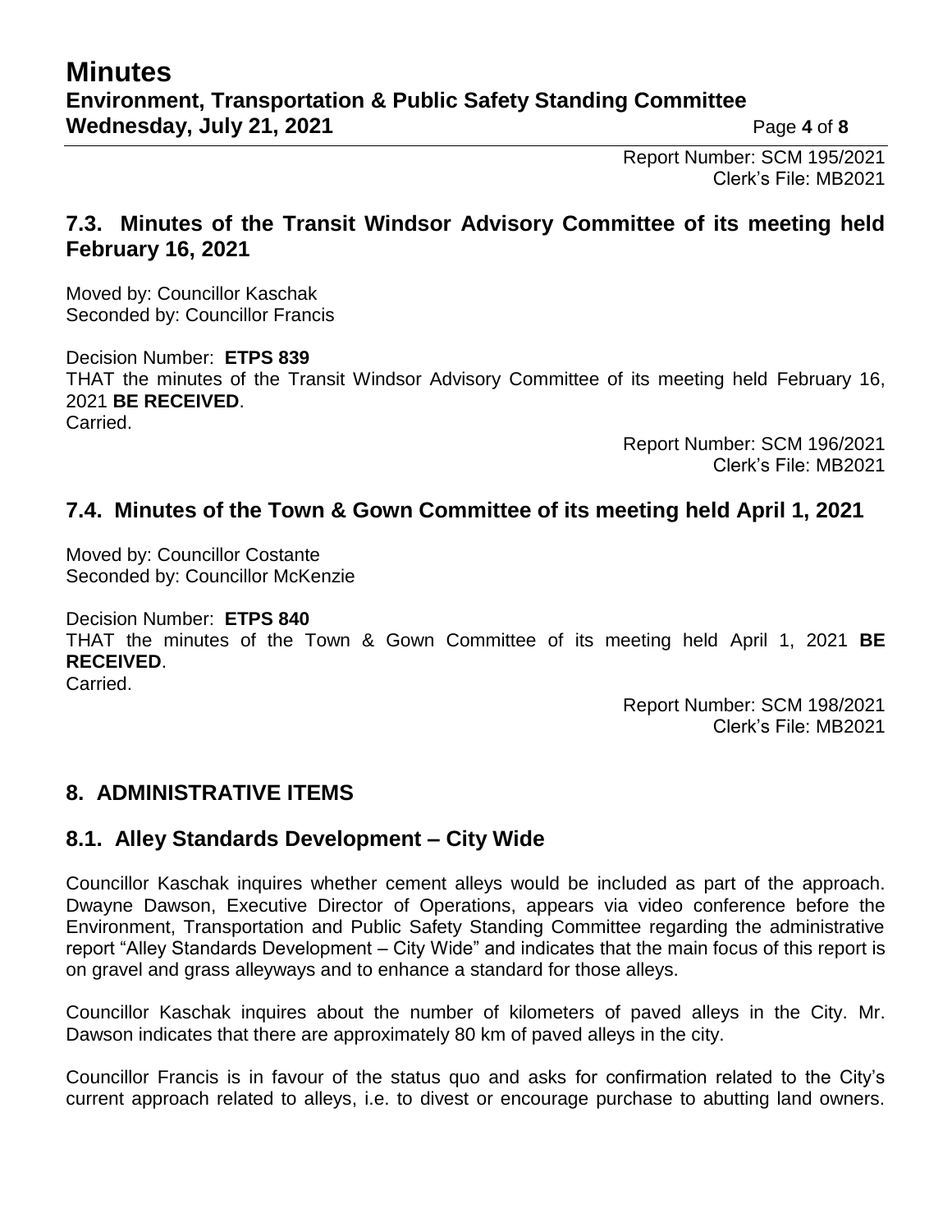Report Number: SCM 195/2021
Clerk's File: MB2021

## 7.3. Minutes of the Transit Windsor Advisory Committee of its meeting held February 16, 2021

Moved by: Councillor Kaschak
Seconded by: Councillor Francis

Decision Number: **ETPS 839**
THAT the minutes of the Transit Windsor Advisory Committee of its meeting held February 16, 2021 **BE RECEIVED**.
Carried.

Report Number: SCM 196/2021
Clerk's File: MB2021

## 7.4. Minutes of the Town & Gown Committee of its meeting held April 1, 2021

Moved by: Councillor Costante
Seconded by: Councillor McKenzie

Decision Number: **ETPS 840**
THAT the minutes of the Town & Gown Committee of its meeting held April 1, 2021 **BE RECEIVED**.
Carried.

Report Number: SCM 198/2021
Clerk's File: MB2021

# 8. ADMINISTRATIVE ITEMS

## 8.1. Alley Standards Development – City Wide

Councillor Kaschak inquires whether cement alleys would be included as part of the approach. Dwayne Dawson, Executive Director of Operations, appears via video conference before the Environment, Transportation and Public Safety Standing Committee regarding the administrative report "Alley Standards Development – City Wide" and indicates that the main focus of this report is on gravel and grass alleyways and to enhance a standard for those alleys.

Councillor Kaschak inquires about the number of kilometers of paved alleys in the City. Mr. Dawson indicates that there are approximately 80 km of paved alleys in the city.

Councillor Francis is in favour of the status quo and asks for confirmation related to the City's current approach related to alleys, i.e. to divest or encourage purchase to abutting land owners.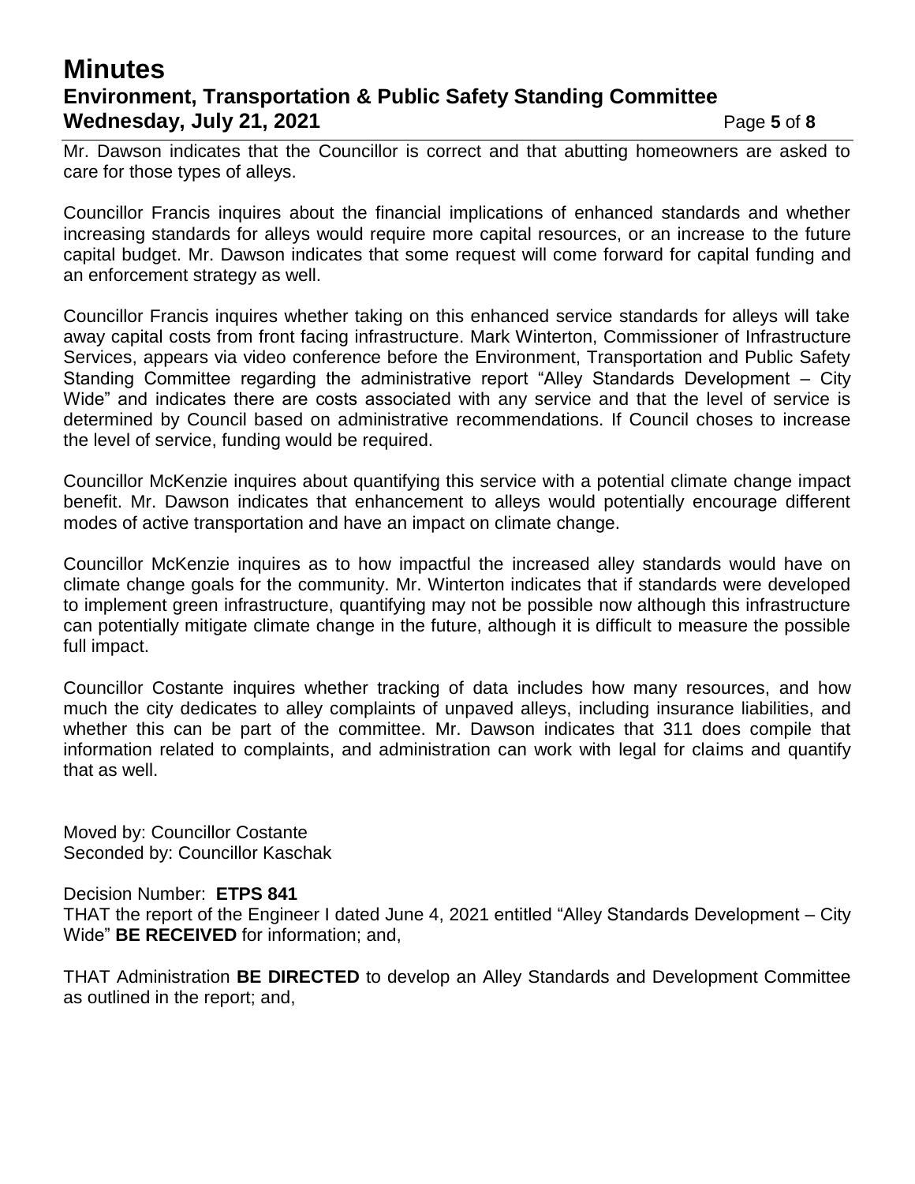Mr. Dawson indicates that the Councillor is correct and that abutting homeowners are asked to care for those types of alleys.

Councillor Francis inquires about the financial implications of enhanced standards and whether increasing standards for alleys would require more capital resources, or an increase to the future capital budget. Mr. Dawson indicates that some request will come forward for capital funding and an enforcement strategy as well.

Councillor Francis inquires whether taking on this enhanced service standards for alleys will take away capital costs from front facing infrastructure. Mark Winterton, Commissioner of Infrastructure Services, appears via video conference before the Environment, Transportation and Public Safety Standing Committee regarding the administrative report "Alley Standards Development – City Wide" and indicates there are costs associated with any service and that the level of service is determined by Council based on administrative recommendations. If Council choses to increase the level of service, funding would be required.

Councillor McKenzie inquires about quantifying this service with a potential climate change impact benefit. Mr. Dawson indicates that enhancement to alleys would potentially encourage different modes of active transportation and have an impact on climate change.

Councillor McKenzie inquires as to how impactful the increased alley standards would have on climate change goals for the community. Mr. Winterton indicates that if standards were developed to implement green infrastructure, quantifying may not be possible now although this infrastructure can potentially mitigate climate change in the future, although it is difficult to measure the possible full impact.

Councillor Costante inquires whether tracking of data includes how many resources, and how much the city dedicates to alley complaints of unpaved alleys, including insurance liabilities, and whether this can be part of the committee. Mr. Dawson indicates that 311 does compile that information related to complaints, and administration can work with legal for claims and quantify that as well.

Moved by: Councillor Costante
Seconded by: Councillor Kaschak

Decision Number: **ETPS 841**
THAT the report of the Engineer I dated June 4, 2021 entitled "Alley Standards Development – City Wide" **BE RECEIVED** for information; and,

THAT Administration **BE DIRECTED** to develop an Alley Standards and Development Committee as outlined in the report; and,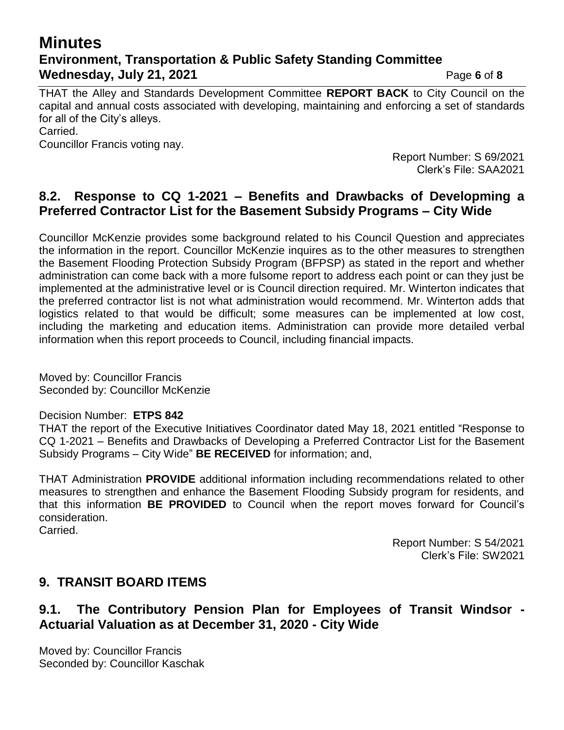THAT the Alley and Standards Development Committee **REPORT BACK** to City Council on the capital and annual costs associated with developing, maintaining and enforcing a set of standards for all of the City's alleys.
Carried.
Councillor Francis voting nay.

Report Number: S 69/2021
Clerk's File: SAA2021

## 8.2. Response to CQ 1-2021 – Benefits and Drawbacks of Developming a Preferred Contractor List for the Basement Subsidy Programs – City Wide

Councillor McKenzie provides some background related to his Council Question and appreciates the information in the report. Councillor McKenzie inquires as to the other measures to strengthen the Basement Flooding Protection Subsidy Program (BFPSP) as stated in the report and whether administration can come back with a more fulsome report to address each point or can they just be implemented at the administrative level or is Council direction required. Mr. Winterton indicates that the preferred contractor list is not what administration would recommend. Mr. Winterton adds that logistics related to that would be difficult; some measures can be implemented at low cost, including the marketing and education items. Administration can provide more detailed verbal information when this report proceeds to Council, including financial impacts.

Moved by: Councillor Francis
Seconded by: Councillor McKenzie

Decision Number: **ETPS 842**
THAT the report of the Executive Initiatives Coordinator dated May 18, 2021 entitled "Response to CQ 1-2021 – Benefits and Drawbacks of Developing a Preferred Contractor List for the Basement Subsidy Programs – City Wide" **BE RECEIVED** for information; and,

THAT Administration **PROVIDE** additional information including recommendations related to other measures to strengthen and enhance the Basement Flooding Subsidy program for residents, and that this information **BE PROVIDED** to Council when the report moves forward for Council's consideration.
Carried.

Report Number: S 54/2021
Clerk's File: SW2021

# 9. TRANSIT BOARD ITEMS

## 9.1. The Contributory Pension Plan for Employees of Transit Windsor - Actuarial Valuation as at December 31, 2020 - City Wide

Moved by: Councillor Francis
Seconded by: Councillor Kaschak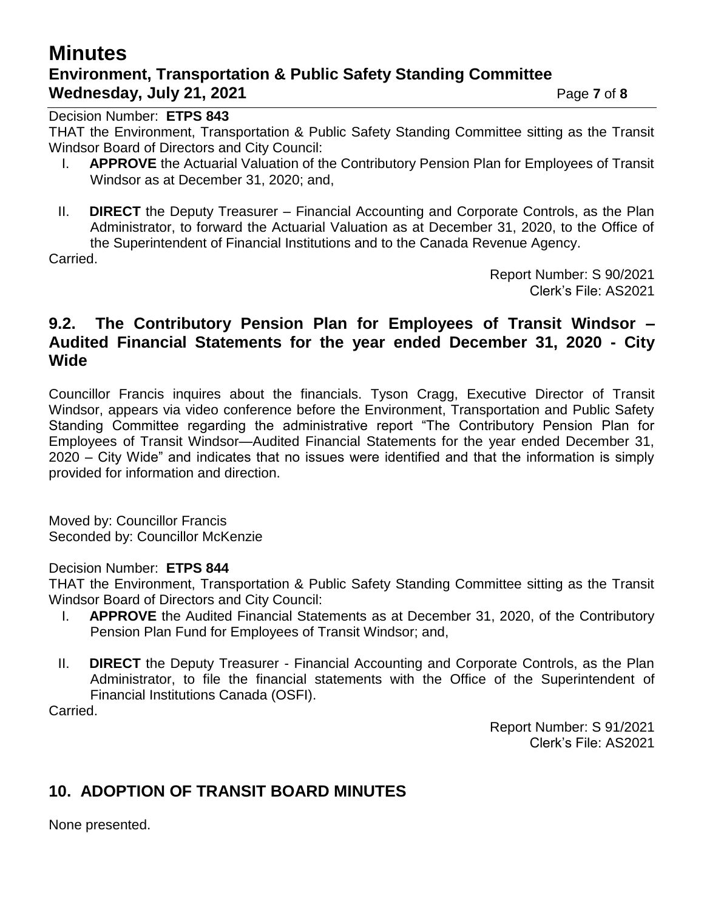Decision Number: **ETPS 843**

THAT the Environment, Transportation & Public Safety Standing Committee sitting as the Transit Windsor Board of Directors and City Council:

I. **APPROVE** the Actuarial Valuation of the Contributory Pension Plan for Employees of Transit Windsor as at December 31, 2020; and,

II. **DIRECT** the Deputy Treasurer – Financial Accounting and Corporate Controls, as the Plan Administrator, to forward the Actuarial Valuation as at December 31, 2020, to the Office of the Superintendent of Financial Institutions and to the Canada Revenue Agency.

Carried.

Report Number: S 90/2021
Clerk's File: AS2021

## 9.2. The Contributory Pension Plan for Employees of Transit Windsor – Audited Financial Statements for the year ended December 31, 2020 - City Wide

Councillor Francis inquires about the financials. Tyson Cragg, Executive Director of Transit Windsor, appears via video conference before the Environment, Transportation and Public Safety Standing Committee regarding the administrative report "The Contributory Pension Plan for Employees of Transit Windsor—Audited Financial Statements for the year ended December 31, 2020 – City Wide" and indicates that no issues were identified and that the information is simply provided for information and direction.

Moved by: Councillor Francis
Seconded by: Councillor McKenzie

Decision Number: **ETPS 844**

THAT the Environment, Transportation & Public Safety Standing Committee sitting as the Transit Windsor Board of Directors and City Council:

I. **APPROVE** the Audited Financial Statements as at December 31, 2020, of the Contributory Pension Plan Fund for Employees of Transit Windsor; and,

II. **DIRECT** the Deputy Treasurer - Financial Accounting and Corporate Controls, as the Plan Administrator, to file the financial statements with the Office of the Superintendent of Financial Institutions Canada (OSFI).

Carried.

Report Number: S 91/2021
Clerk's File: AS2021

# 10. ADOPTION OF TRANSIT BOARD MINUTES

None presented.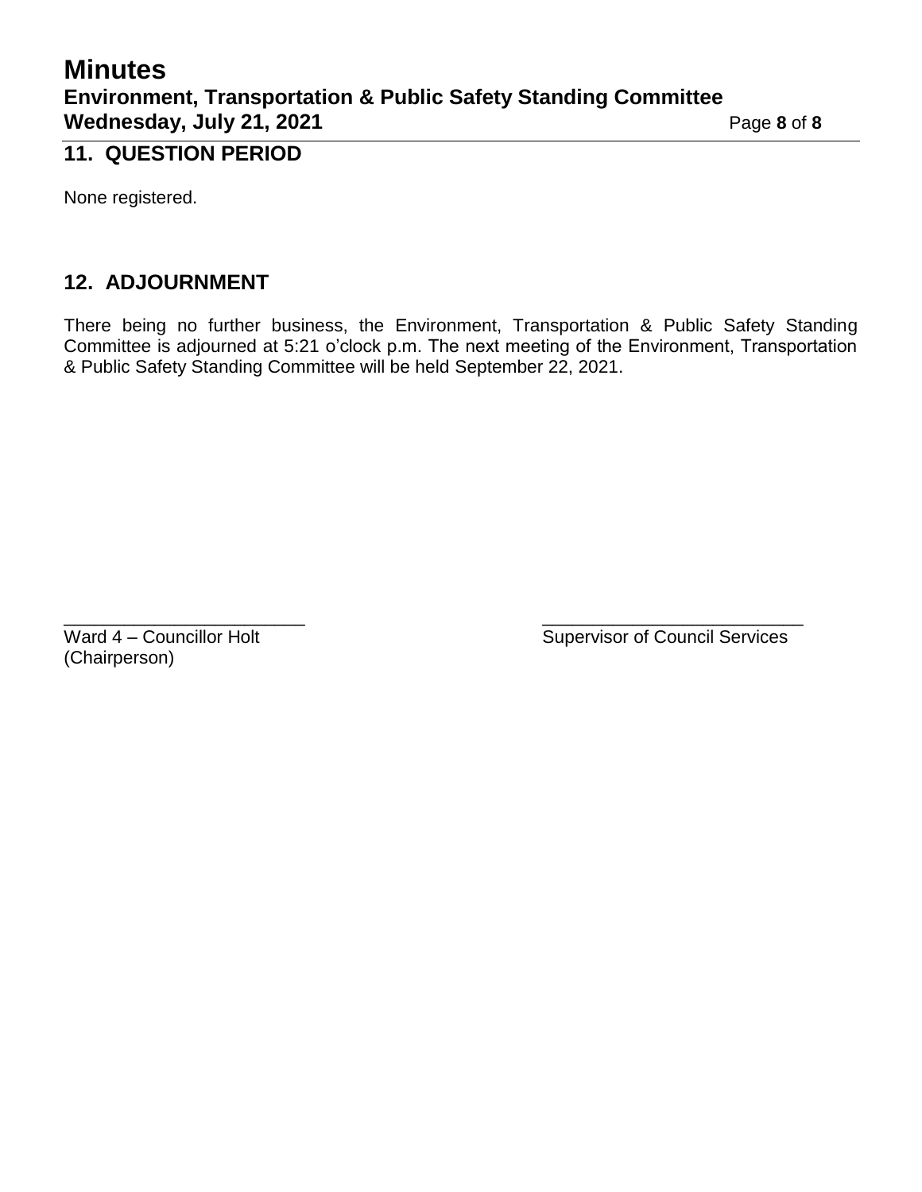## 11. QUESTION PERIOD

None registered.

## 12. ADJOURNMENT

There being no further business, the Environment, Transportation & Public Safety Standing Committee is adjourned at 5:21 o'clock p.m. The next meeting of the Environment, Transportation & Public Safety Standing Committee will be held September 22, 2021.

| | |
|---|---|
| ________________________ | __________________________ |
| Ward 4 – Councillor Holt (Chairperson) | Supervisor of Council Services |